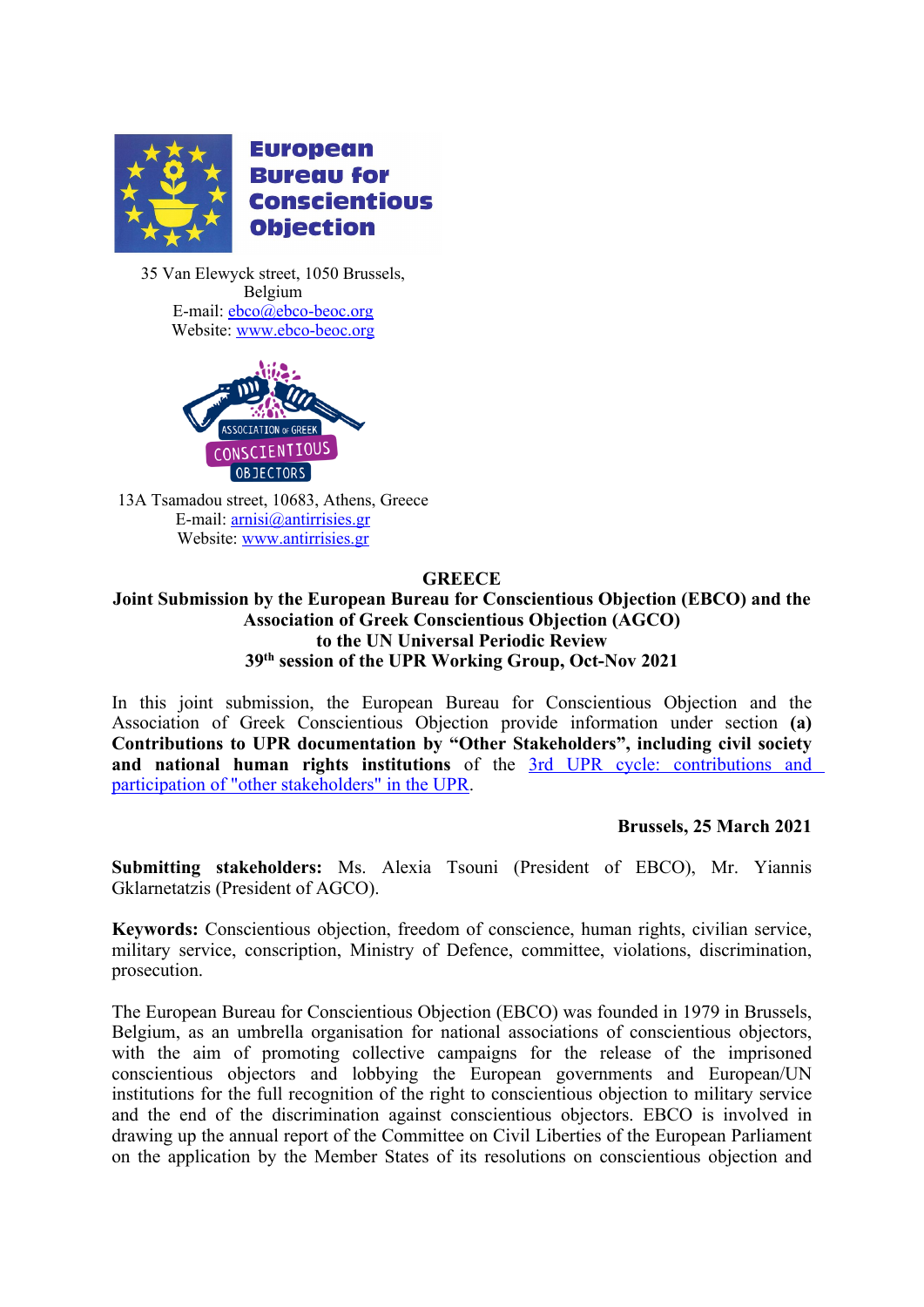**European Bureau for Conscientious Objection**

35 Van Elewyck street, 1050 Brussels, Belgium
E-mail: ebco@ebco-beoc.org
Website: www.ebco-beoc.org

ASSOCIATION OF GREEK CONSCIENTIOUS OBJECTORS

13A Tsamadou street, 10683, Athens, Greece
E-mail: arnisi@antirrisies.gr
Website: www.antirrisies.gr

# GREECE

## Joint Submission by the European Bureau for Conscientious Objection (EBCO) and the Association of Greek Conscientious Objection (AGCO) to the UN Universal Periodic Review 39th session of the UPR Working Group, Oct-Nov 2021

In this joint submission, the European Bureau for Conscientious Objection and the Association of Greek Conscientious Objection provide information under section **(a) Contributions to UPR documentation by "Other Stakeholders", including civil society and national human rights institutions** of the 3rd UPR cycle: contributions and participation of "other stakeholders" in the UPR.

**Brussels, 25 March 2021**

**Submitting stakeholders:** Ms. Alexia Tsouni (President of EBCO), Mr. Yiannis Gklarnetatzis (President of AGCO).

**Keywords:** Conscientious objection, freedom of conscience, human rights, civilian service, military service, conscription, Ministry of Defence, committee, violations, discrimination, prosecution.

The European Bureau for Conscientious Objection (EBCO) was founded in 1979 in Brussels, Belgium, as an umbrella organisation for national associations of conscientious objectors, with the aim of promoting collective campaigns for the release of the imprisoned conscientious objectors and lobbying the European governments and European/UN institutions for the full recognition of the right to conscientious objection to military service and the end of the discrimination against conscientious objectors. EBCO is involved in drawing up the annual report of the Committee on Civil Liberties of the European Parliament on the application by the Member States of its resolutions on conscientious objection and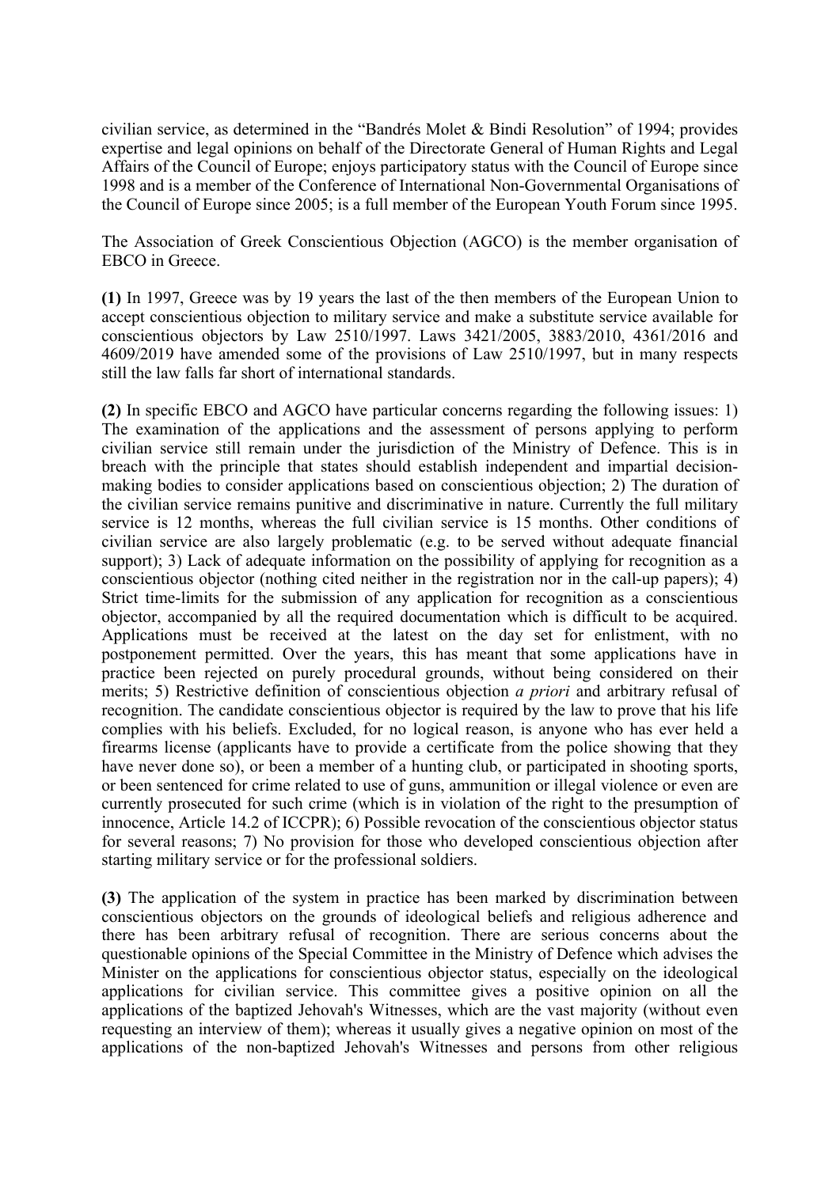civilian service, as determined in the "Bandrés Molet & Bindi Resolution" of 1994; provides expertise and legal opinions on behalf of the Directorate General of Human Rights and Legal Affairs of the Council of Europe; enjoys participatory status with the Council of Europe since 1998 and is a member of the Conference of International Non-Governmental Organisations of the Council of Europe since 2005; is a full member of the European Youth Forum since 1995.

The Association of Greek Conscientious Objection (AGCO) is the member organisation of EBCO in Greece.

**(1)** In 1997, Greece was by 19 years the last of the then members of the European Union to accept conscientious objection to military service and make a substitute service available for conscientious objectors by Law 2510/1997. Laws 3421/2005, 3883/2010, 4361/2016 and 4609/2019 have amended some of the provisions of Law 2510/1997, but in many respects still the law falls far short of international standards.

**(2)** In specific EBCO and AGCO have particular concerns regarding the following issues: 1) The examination of the applications and the assessment of persons applying to perform civilian service still remain under the jurisdiction of the Ministry of Defence. This is in breach with the principle that states should establish independent and impartial decision-making bodies to consider applications based on conscientious objection; 2) The duration of the civilian service remains punitive and discriminative in nature. Currently the full military service is 12 months, whereas the full civilian service is 15 months. Other conditions of civilian service are also largely problematic (e.g. to be served without adequate financial support); 3) Lack of adequate information on the possibility of applying for recognition as a conscientious objector (nothing cited neither in the registration nor in the call-up papers); 4) Strict time-limits for the submission of any application for recognition as a conscientious objector, accompanied by all the required documentation which is difficult to be acquired. Applications must be received at the latest on the day set for enlistment, with no postponement permitted. Over the years, this has meant that some applications have in practice been rejected on purely procedural grounds, without being considered on their merits; 5) Restrictive definition of conscientious objection *a priori* and arbitrary refusal of recognition. The candidate conscientious objector is required by the law to prove that his life complies with his beliefs. Excluded, for no logical reason, is anyone who has ever held a firearms license (applicants have to provide a certificate from the police showing that they have never done so), or been a member of a hunting club, or participated in shooting sports, or been sentenced for crime related to use of guns, ammunition or illegal violence or even are currently prosecuted for such crime (which is in violation of the right to the presumption of innocence, Article 14.2 of ICCPR); 6) Possible revocation of the conscientious objector status for several reasons; 7) No provision for those who developed conscientious objection after starting military service or for the professional soldiers.

**(3)** The application of the system in practice has been marked by discrimination between conscientious objectors on the grounds of ideological beliefs and religious adherence and there has been arbitrary refusal of recognition. There are serious concerns about the questionable opinions of the Special Committee in the Ministry of Defence which advises the Minister on the applications for conscientious objector status, especially on the ideological applications for civilian service. This committee gives a positive opinion on all the applications of the baptized Jehovah's Witnesses, which are the vast majority (without even requesting an interview of them); whereas it usually gives a negative opinion on most of the applications of the non-baptized Jehovah's Witnesses and persons from other religious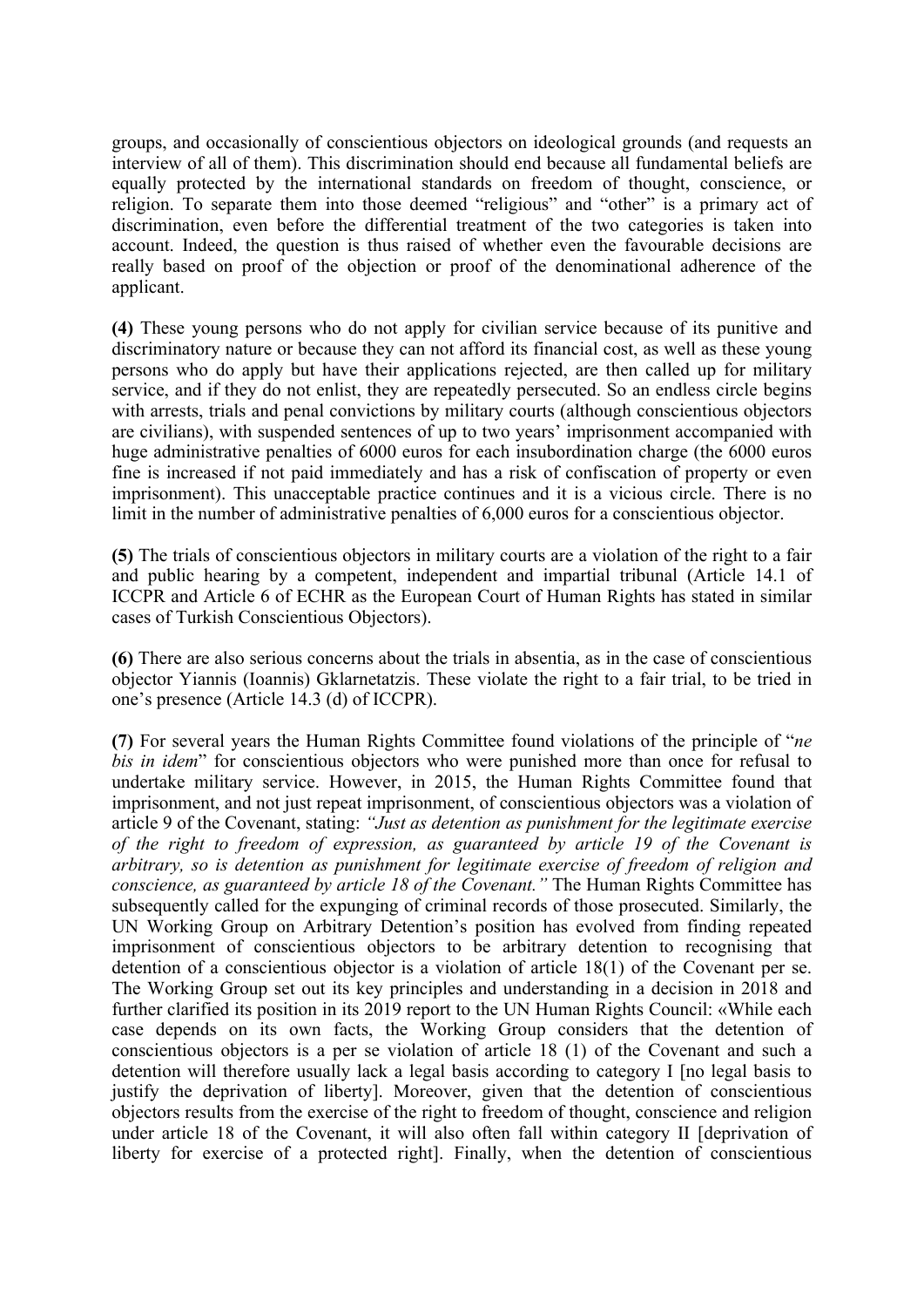groups, and occasionally of conscientious objectors on ideological grounds (and requests an interview of all of them). This discrimination should end because all fundamental beliefs are equally protected by the international standards on freedom of thought, conscience, or religion. To separate them into those deemed "religious" and "other" is a primary act of discrimination, even before the differential treatment of the two categories is taken into account. Indeed, the question is thus raised of whether even the favourable decisions are really based on proof of the objection or proof of the denominational adherence of the applicant.

**(4)** These young persons who do not apply for civilian service because of its punitive and discriminatory nature or because they can not afford its financial cost, as well as these young persons who do apply but have their applications rejected, are then called up for military service, and if they do not enlist, they are repeatedly persecuted. So an endless circle begins with arrests, trials and penal convictions by military courts (although conscientious objectors are civilians), with suspended sentences of up to two years' imprisonment accompanied with huge administrative penalties of 6000 euros for each insubordination charge (the 6000 euros fine is increased if not paid immediately and has a risk of confiscation of property or even imprisonment). This unacceptable practice continues and it is a vicious circle. There is no limit in the number of administrative penalties of 6,000 euros for a conscientious objector.

**(5)** The trials of conscientious objectors in military courts are a violation of the right to a fair and public hearing by a competent, independent and impartial tribunal (Article 14.1 of ICCPR and Article 6 of ECHR as the European Court of Human Rights has stated in similar cases of Turkish Conscientious Objectors).

**(6)** There are also serious concerns about the trials in absentia, as in the case of conscientious objector Yiannis (Ioannis) Gklarnetatzis. These violate the right to a fair trial, to be tried in one's presence (Article 14.3 (d) of ICCPR).

**(7)** For several years the Human Rights Committee found violations of the principle of "*ne bis in idem*" for conscientious objectors who were punished more than once for refusal to undertake military service. However, in 2015, the Human Rights Committee found that imprisonment, and not just repeat imprisonment, of conscientious objectors was a violation of article 9 of the Covenant, stating: *"Just as detention as punishment for the legitimate exercise of the right to freedom of expression, as guaranteed by article 19 of the Covenant is arbitrary, so is detention as punishment for legitimate exercise of freedom of religion and conscience, as guaranteed by article 18 of the Covenant."* The Human Rights Committee has subsequently called for the expunging of criminal records of those prosecuted. Similarly, the UN Working Group on Arbitrary Detention's position has evolved from finding repeated imprisonment of conscientious objectors to be arbitrary detention to recognising that detention of a conscientious objector is a violation of article 18(1) of the Covenant per se. The Working Group set out its key principles and understanding in a decision in 2018 and further clarified its position in its 2019 report to the UN Human Rights Council: «While each case depends on its own facts, the Working Group considers that the detention of conscientious objectors is a per se violation of article 18 (1) of the Covenant and such a detention will therefore usually lack a legal basis according to category I [no legal basis to justify the deprivation of liberty]. Moreover, given that the detention of conscientious objectors results from the exercise of the right to freedom of thought, conscience and religion under article 18 of the Covenant, it will also often fall within category II [deprivation of liberty for exercise of a protected right]. Finally, when the detention of conscientious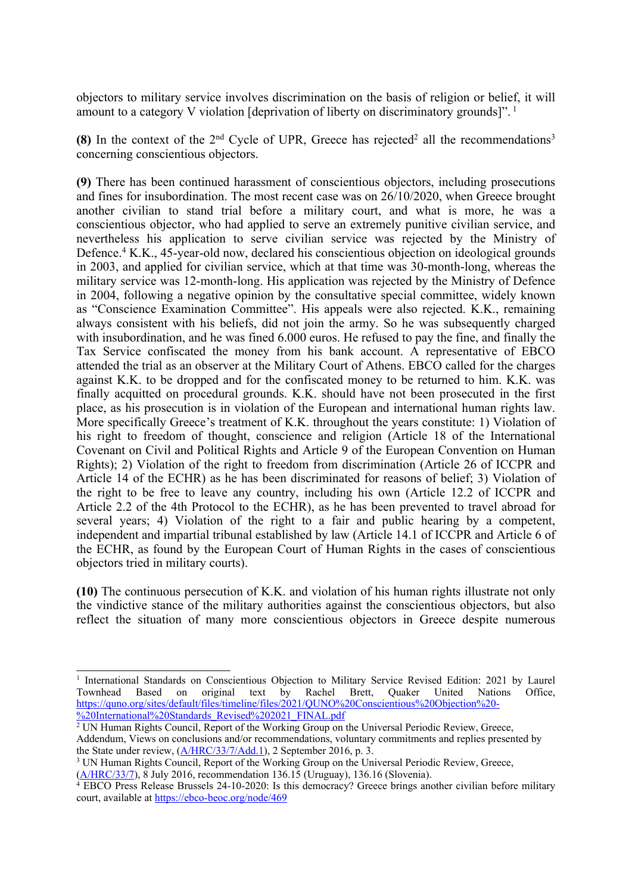objectors to military service involves discrimination on the basis of religion or belief, it will amount to a category V violation [deprivation of liberty on discriminatory grounds]". [1]

**(8)** In the context of the 2nd Cycle of UPR, Greece has rejected[2] all the recommendations[3] concerning conscientious objectors.

**(9)** There has been continued harassment of conscientious objectors, including prosecutions and fines for insubordination. The most recent case was on 26/10/2020, when Greece brought another civilian to stand trial before a military court, and what is more, he was a conscientious objector, who had applied to serve an extremely punitive civilian service, and nevertheless his application to serve civilian service was rejected by the Ministry of Defence.[4] K.K., 45-year-old now, declared his conscientious objection on ideological grounds in 2003, and applied for civilian service, which at that time was 30-month-long, whereas the military service was 12-month-long. His application was rejected by the Ministry of Defence in 2004, following a negative opinion by the consultative special committee, widely known as "Conscience Examination Committee". His appeals were also rejected. K.K., remaining always consistent with his beliefs, did not join the army. So he was subsequently charged with insubordination, and he was fined 6.000 euros. He refused to pay the fine, and finally the Tax Service confiscated the money from his bank account. A representative of EBCO attended the trial as an observer at the Military Court of Athens. EBCO called for the charges against K.K. to be dropped and for the confiscated money to be returned to him. K.K. was finally acquitted on procedural grounds. K.K. should have not been prosecuted in the first place, as his prosecution is in violation of the European and international human rights law. More specifically Greece's treatment of K.K. throughout the years constitute: 1) Violation of his right to freedom of thought, conscience and religion (Article 18 of the International Covenant on Civil and Political Rights and Article 9 of the European Convention on Human Rights); 2) Violation of the right to freedom from discrimination (Article 26 of ICCPR and Article 14 of the ECHR) as he has been discriminated for reasons of belief; 3) Violation of the right to be free to leave any country, including his own (Article 12.2 of ICCPR and Article 2.2 of the 4th Protocol to the ECHR), as he has been prevented to travel abroad for several years; 4) Violation of the right to a fair and public hearing by a competent, independent and impartial tribunal established by law (Article 14.1 of ICCPR and Article 6 of the ECHR, as found by the European Court of Human Rights in the cases of conscientious objectors tried in military courts).

**(10)** The continuous persecution of K.K. and violation of his human rights illustrate not only the vindictive stance of the military authorities against the conscientious objectors, but also reflect the situation of many more conscientious objectors in Greece despite numerous

---

[1] International Standards on Conscientious Objection to Military Service Revised Edition: 2021 by Laurel Townhead Based on original text by Rachel Brett, Quaker United Nations Office, https://quno.org/sites/default/files/timeline/files/2021/QUNO%20Conscientious%20Objection%20-%20International%20Standards_Revised%202021_FINAL.pdf

[2] UN Human Rights Council, Report of the Working Group on the Universal Periodic Review, Greece, Addendum, Views on conclusions and/or recommendations, voluntary commitments and replies presented by the State under review, (A/HRC/33/7/Add.1), 2 September 2016, p. 3.

[3] UN Human Rights Council, Report of the Working Group on the Universal Periodic Review, Greece, (A/HRC/33/7), 8 July 2016, recommendation 136.15 (Uruguay), 136.16 (Slovenia).

[4] EBCO Press Release Brussels 24-10-2020: Is this democracy? Greece brings another civilian before military court, available at https://ebco-beoc.org/node/469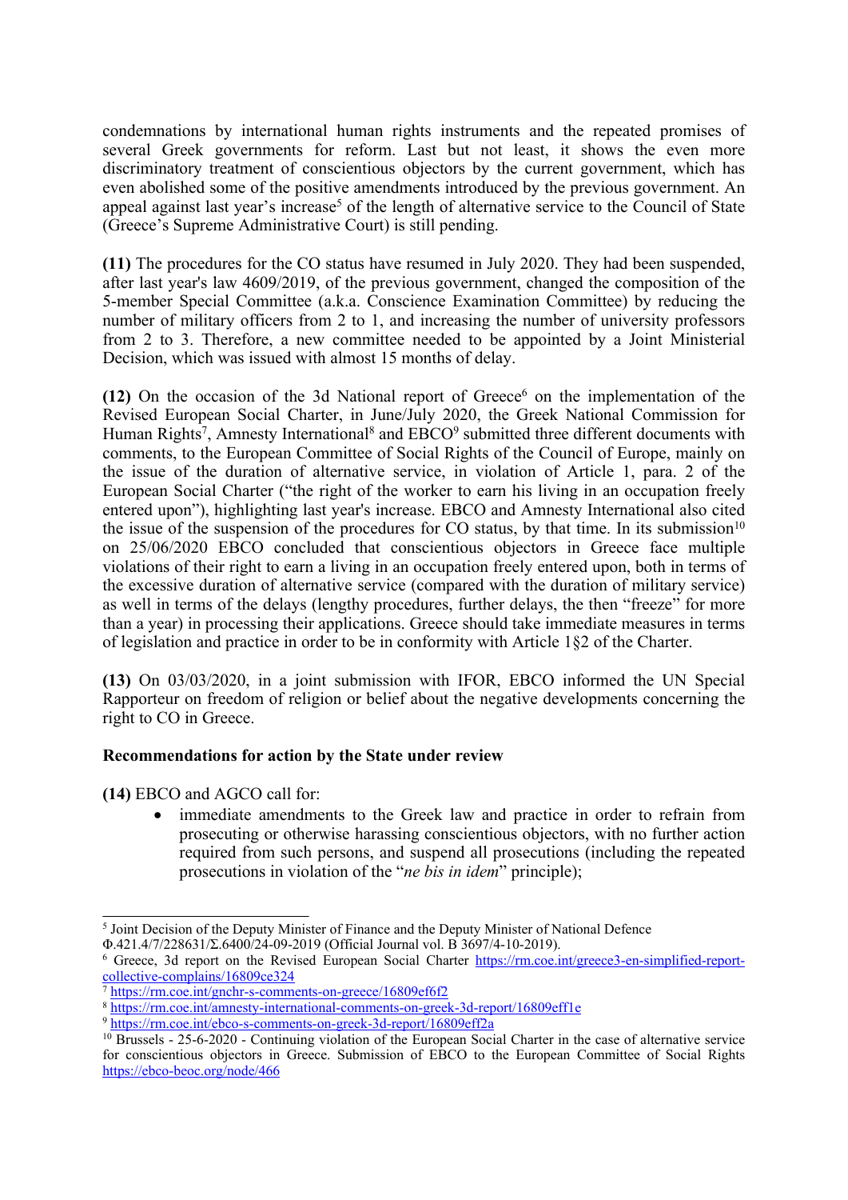condemnations by international human rights instruments and the repeated promises of several Greek governments for reform. Last but not least, it shows the even more discriminatory treatment of conscientious objectors by the current government, which has even abolished some of the positive amendments introduced by the previous government. An appeal against last year's increase[5] of the length of alternative service to the Council of State (Greece's Supreme Administrative Court) is still pending.

**(11)** The procedures for the CO status have resumed in July 2020. They had been suspended, after last year's law 4609/2019, of the previous government, changed the composition of the 5-member Special Committee (a.k.a. Conscience Examination Committee) by reducing the number of military officers from 2 to 1, and increasing the number of university professors from 2 to 3. Therefore, a new committee needed to be appointed by a Joint Ministerial Decision, which was issued with almost 15 months of delay.

**(12)** On the occasion of the 3d National report of Greece[6] on the implementation of the Revised European Social Charter, in June/July 2020, the Greek National Commission for Human Rights[7], Amnesty International[8] and EBCO[9] submitted three different documents with comments, to the European Committee of Social Rights of the Council of Europe, mainly on the issue of the duration of alternative service, in violation of Article 1, para. 2 of the European Social Charter ("the right of the worker to earn his living in an occupation freely entered upon"), highlighting last year's increase. EBCO and Amnesty International also cited the issue of the suspension of the procedures for CO status, by that time. In its submission[10] on 25/06/2020 EBCO concluded that conscientious objectors in Greece face multiple violations of their right to earn a living in an occupation freely entered upon, both in terms of the excessive duration of alternative service (compared with the duration of military service) as well in terms of the delays (lengthy procedures, further delays, the then "freeze" for more than a year) in processing their applications. Greece should take immediate measures in terms of legislation and practice in order to be in conformity with Article 1§2 of the Charter.

**(13)** On 03/03/2020, in a joint submission with IFOR, EBCO informed the UN Special Rapporteur on freedom of religion or belief about the negative developments concerning the right to CO in Greece.

**Recommendations for action by the State under review**

**(14)** EBCO and AGCO call for:

- immediate amendments to the Greek law and practice in order to refrain from prosecuting or otherwise harassing conscientious objectors, with no further action required from such persons, and suspend all prosecutions (including the repeated prosecutions in violation of the "*ne bis in idem*" principle);

---

[5] Joint Decision of the Deputy Minister of Finance and the Deputy Minister of National Defence Φ.421.4/7/228631/Σ.6400/24-09-2019 (Official Journal vol. B 3697/4-10-2019).

[6] Greece, 3d report on the Revised European Social Charter https://rm.coe.int/greece3-en-simplified-report-collective-complains/16809ce324

[7] https://rm.coe.int/gnchr-s-comments-on-greece/16809ef6f2

[8] https://rm.coe.int/amnesty-international-comments-on-greek-3d-report/16809eff1e

[9] https://rm.coe.int/ebco-s-comments-on-greek-3d-report/16809eff2a

[10] Brussels - 25-6-2020 - Continuing violation of the European Social Charter in the case of alternative service for conscientious objectors in Greece. Submission of EBCO to the European Committee of Social Rights https://ebco-beoc.org/node/466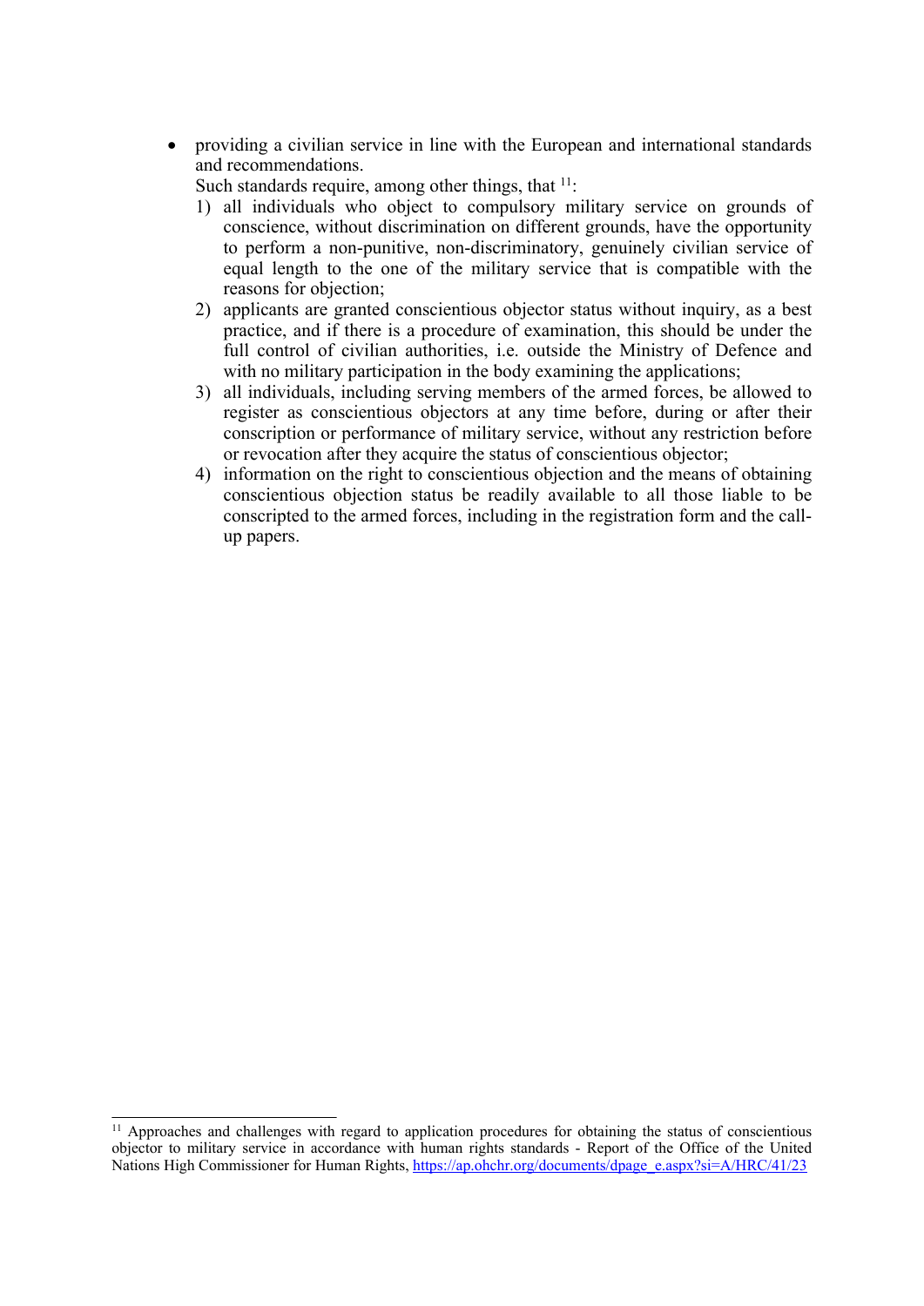- providing a civilian service in line with the European and international standards and recommendations.

  Such standards require, among other things, that [11]:

  1) all individuals who object to compulsory military service on grounds of conscience, without discrimination on different grounds, have the opportunity to perform a non-punitive, non-discriminatory, genuinely civilian service of equal length to the one of the military service that is compatible with the reasons for objection;
  2) applicants are granted conscientious objector status without inquiry, as a best practice, and if there is a procedure of examination, this should be under the full control of civilian authorities, i.e. outside the Ministry of Defence and with no military participation in the body examining the applications;
  3) all individuals, including serving members of the armed forces, be allowed to register as conscientious objectors at any time before, during or after their conscription or performance of military service, without any restriction before or revocation after they acquire the status of conscientious objector;
  4) information on the right to conscientious objection and the means of obtaining conscientious objection status be readily available to all those liable to be conscripted to the armed forces, including in the registration form and the call-up papers.

---

[11] Approaches and challenges with regard to application procedures for obtaining the status of conscientious objector to military service in accordance with human rights standards - Report of the Office of the United Nations High Commissioner for Human Rights, https://ap.ohchr.org/documents/dpage_e.aspx?si=A/HRC/41/23